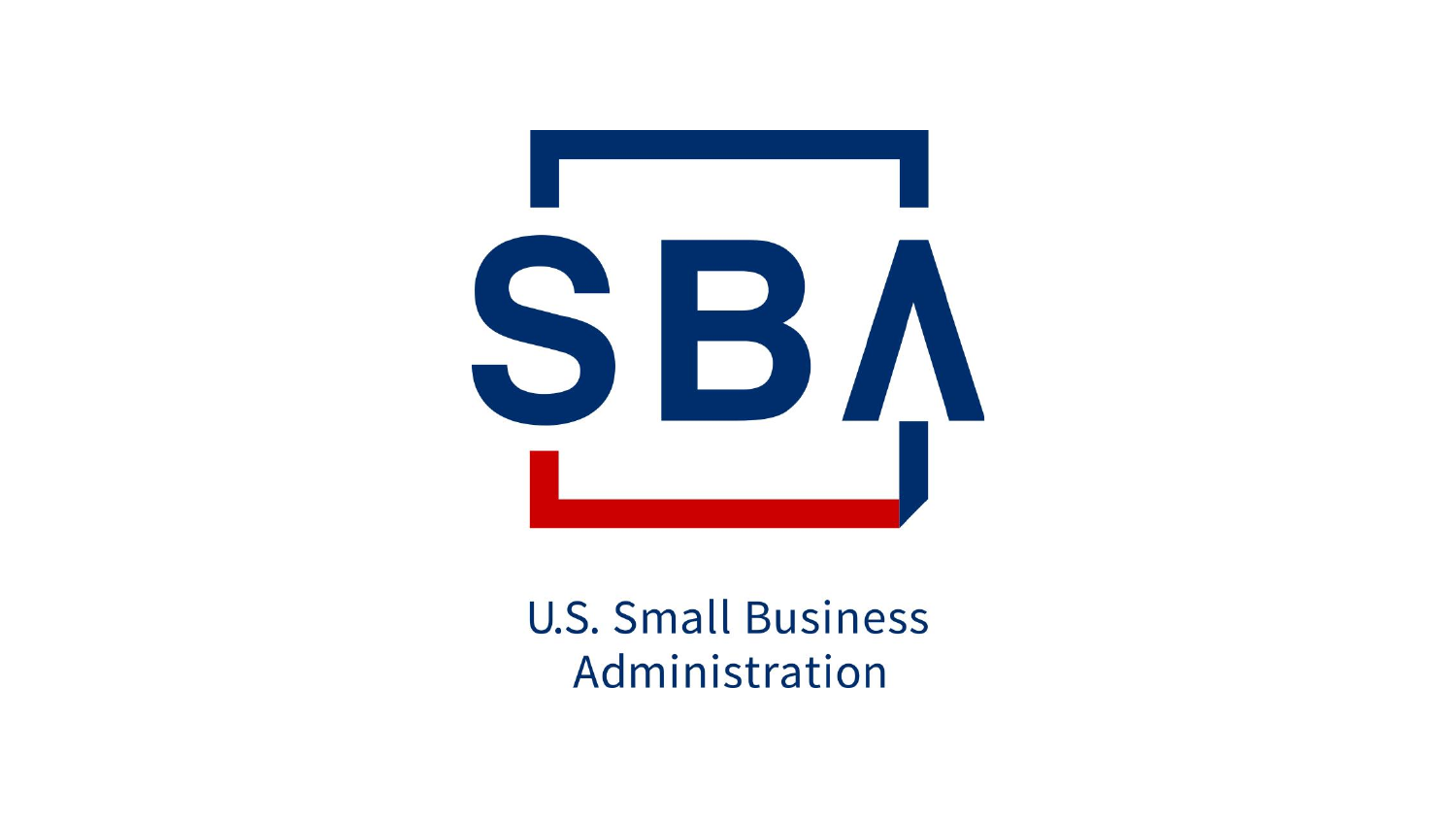SBA

U.S. Small Business Administration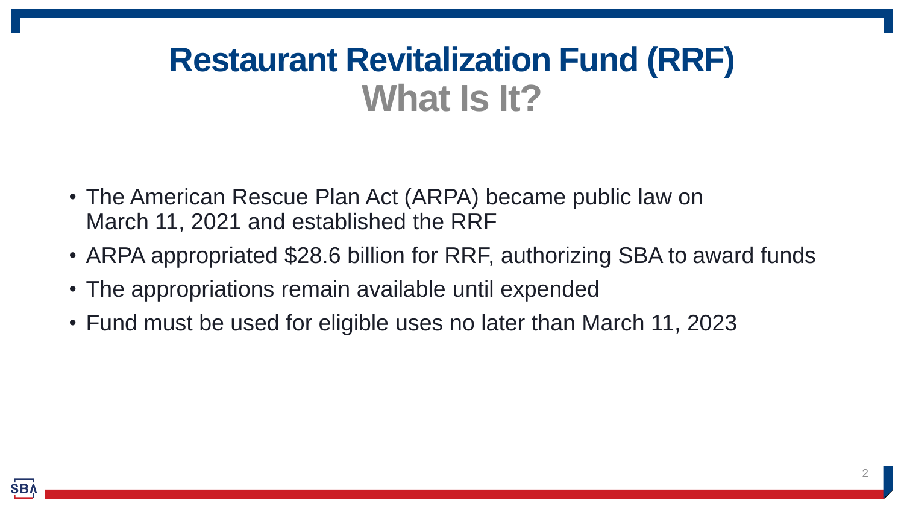# Restaurant Revitalization Fund (RRF)

## What Is It?

- The American Rescue Plan Act (ARPA) became public law on March 11, 2021 and established the RRF
- ARPA appropriated $28.6 billion for RRF, authorizing SBA to award funds
- The appropriations remain available until expended
- Fund must be used for eligible uses no later than March 11, 2023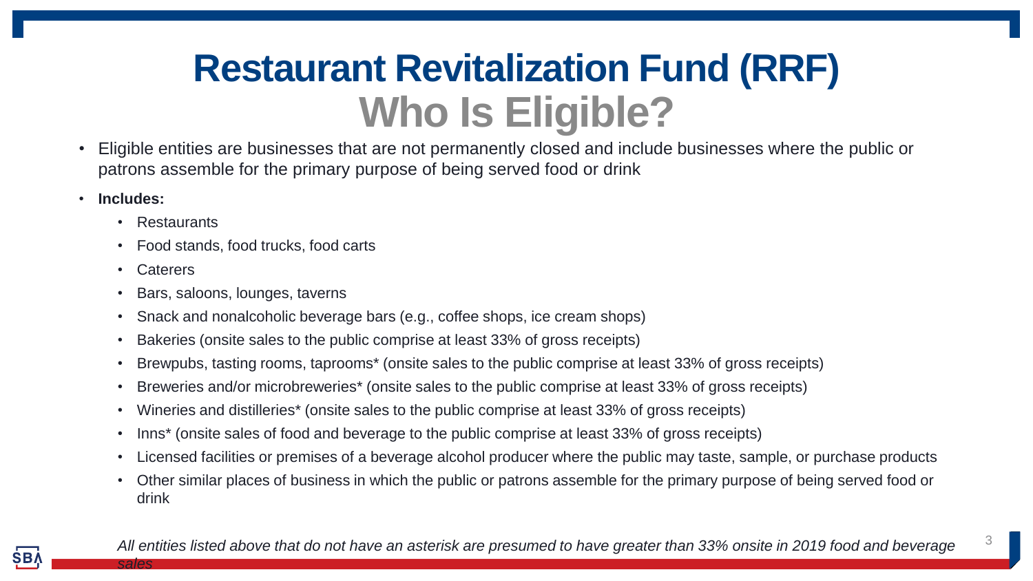# Restaurant Revitalization Fund (RRF)
## Who Is Eligible?

- Eligible entities are businesses that are not permanently closed and include businesses where the public or patrons assemble for the primary purpose of being served food or drink
- **Includes:**
  - Restaurants
  - Food stands, food trucks, food carts
  - Caterers
  - Bars, saloons, lounges, taverns
  - Snack and nonalcoholic beverage bars (e.g., coffee shops, ice cream shops)
  - Bakeries (onsite sales to the public comprise at least 33% of gross receipts)
  - Brewpubs, tasting rooms, taprooms* (onsite sales to the public comprise at least 33% of gross receipts)
  - Breweries and/or microbreweries* (onsite sales to the public comprise at least 33% of gross receipts)
  - Wineries and distilleries* (onsite sales to the public comprise at least 33% of gross receipts)
  - Inns* (onsite sales of food and beverage to the public comprise at least 33% of gross receipts)
  - Licensed facilities or premises of a beverage alcohol producer where the public may taste, sample, or purchase products
  - Other similar places of business in which the public or patrons assemble for the primary purpose of being served food or drink

*All entities listed above that do not have an asterisk are presumed to have greater than 33% onsite in 2019 food and beverage sales*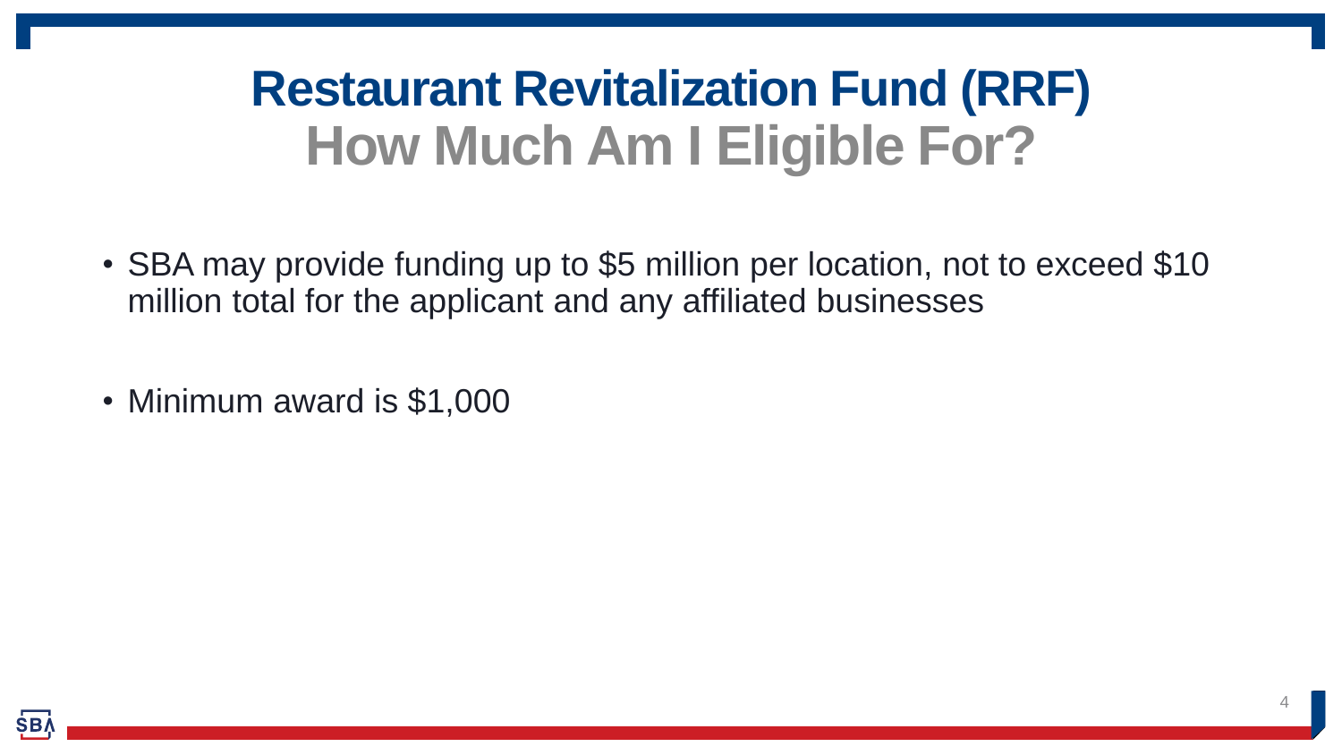# Restaurant Revitalization Fund (RRF)
## How Much Am I Eligible For?

- SBA may provide funding up to $5 million per location, not to exceed $10 million total for the applicant and any affiliated businesses

- Minimum award is $1,000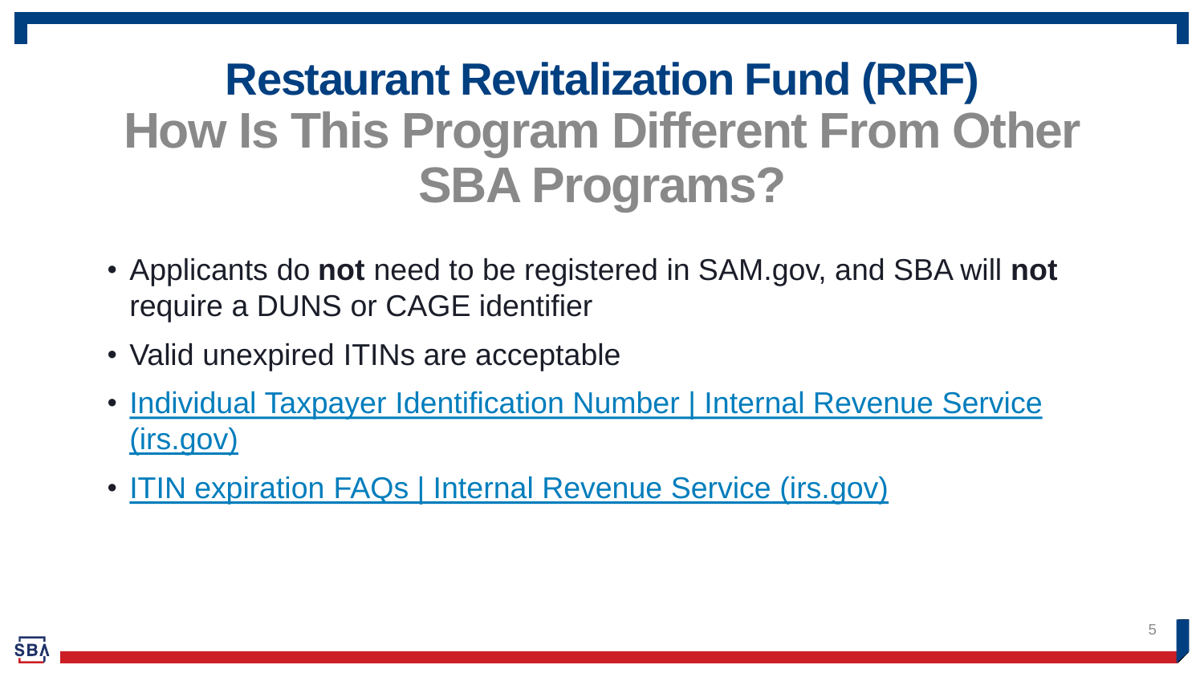# Restaurant Revitalization Fund (RRF)

## How Is This Program Different From Other SBA Programs?

- Applicants do **not** need to be registered in SAM.gov, and SBA will **not** require a DUNS or CAGE identifier
- Valid unexpired ITINs are acceptable
- Individual Taxpayer Identification Number | Internal Revenue Service (irs.gov)
- ITIN expiration FAQs | Internal Revenue Service (irs.gov)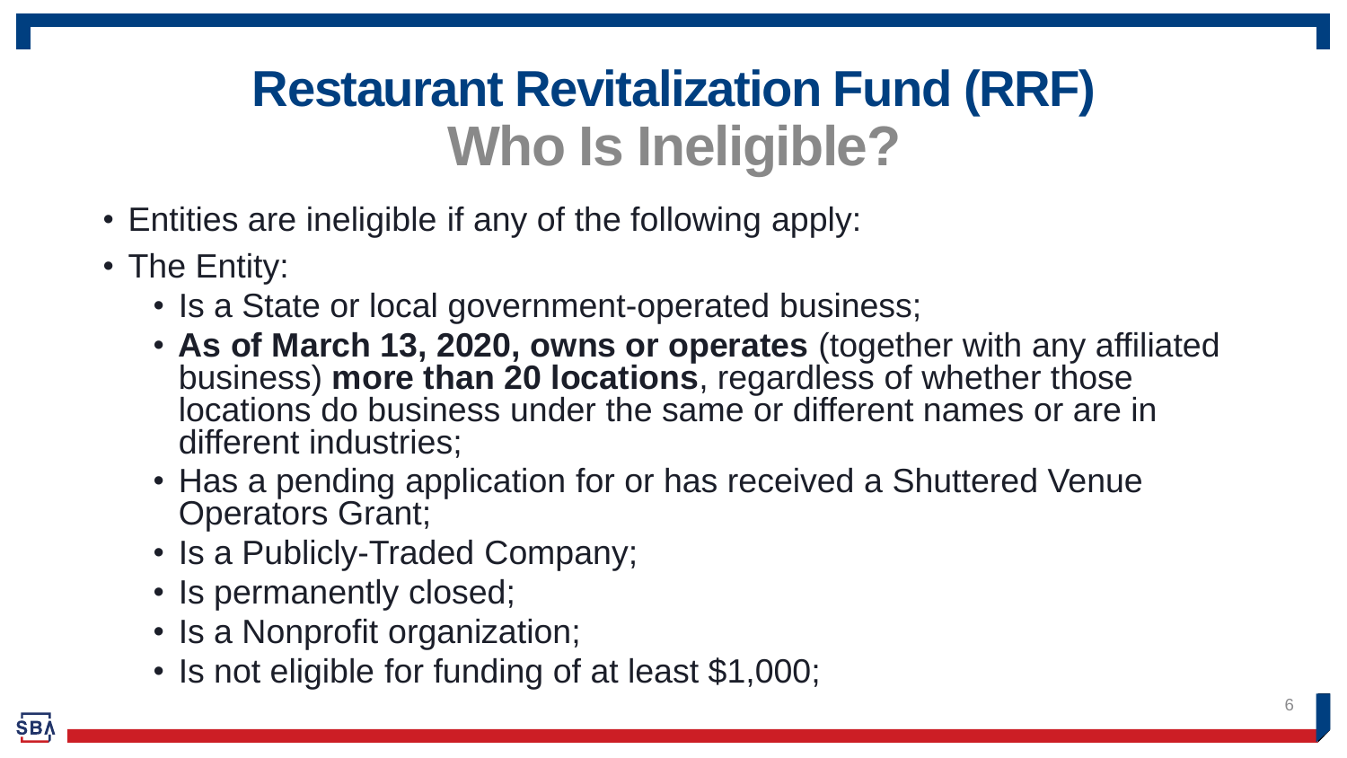# Restaurant Revitalization Fund (RRF)
## Who Is Ineligible?

- Entities are ineligible if any of the following apply:
- The Entity:
  - Is a State or local government-operated business;
  - **As of March 13, 2020, owns or operates** (together with any affiliated business) **more than 20 locations**, regardless of whether those locations do business under the same or different names or are in different industries;
  - Has a pending application for or has received a Shuttered Venue Operators Grant;
  - Is a Publicly-Traded Company;
  - Is permanently closed;
  - Is a Nonprofit organization;
  - Is not eligible for funding of at least $1,000;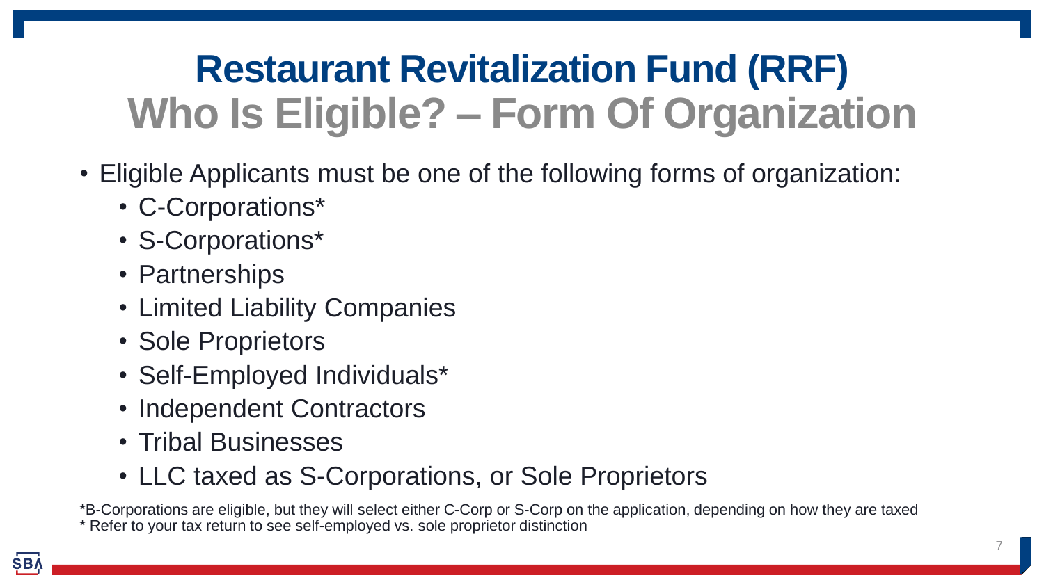# Restaurant Revitalization Fund (RRF)

## Who Is Eligible? – Form Of Organization

- Eligible Applicants must be one of the following forms of organization:
  - C-Corporations*
  - S-Corporations*
  - Partnerships
  - Limited Liability Companies
  - Sole Proprietors
  - Self-Employed Individuals*
  - Independent Contractors
  - Tribal Businesses
  - LLC taxed as S-Corporations, or Sole Proprietors

*B-Corporations are eligible, but they will select either C-Corp or S-Corp on the application, depending on how they are taxed
* Refer to your tax return to see self-employed vs. sole proprietor distinction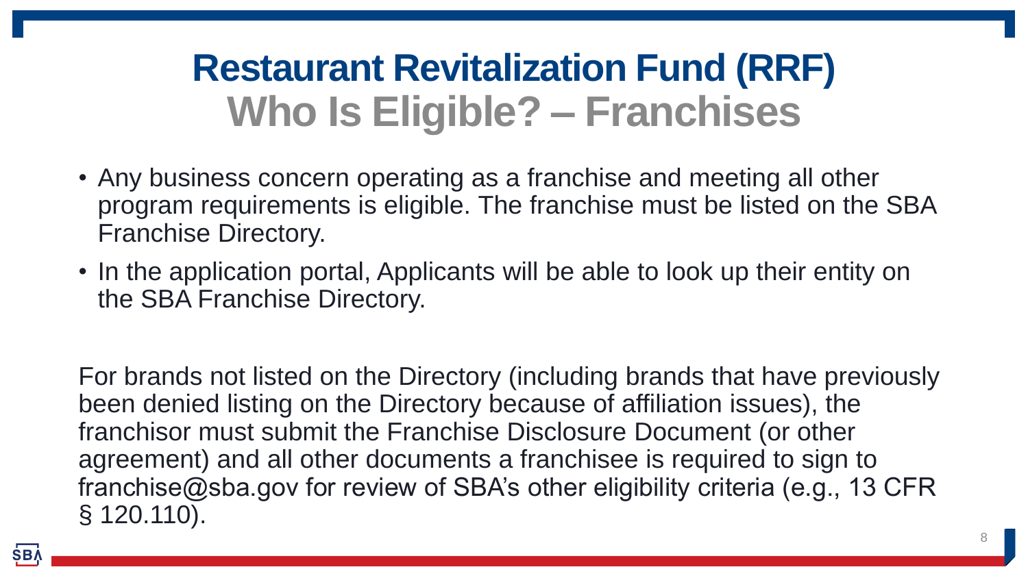# Restaurant Revitalization Fund (RRF)

## Who Is Eligible? – Franchises

- Any business concern operating as a franchise and meeting all other program requirements is eligible. The franchise must be listed on the SBA Franchise Directory.
- In the application portal, Applicants will be able to look up their entity on the SBA Franchise Directory.

For brands not listed on the Directory (including brands that have previously been denied listing on the Directory because of affiliation issues), the franchisor must submit the Franchise Disclosure Document (or other agreement) and all other documents a franchisee is required to sign to franchise@sba.gov for review of SBA's other eligibility criteria (e.g., 13 CFR § 120.110).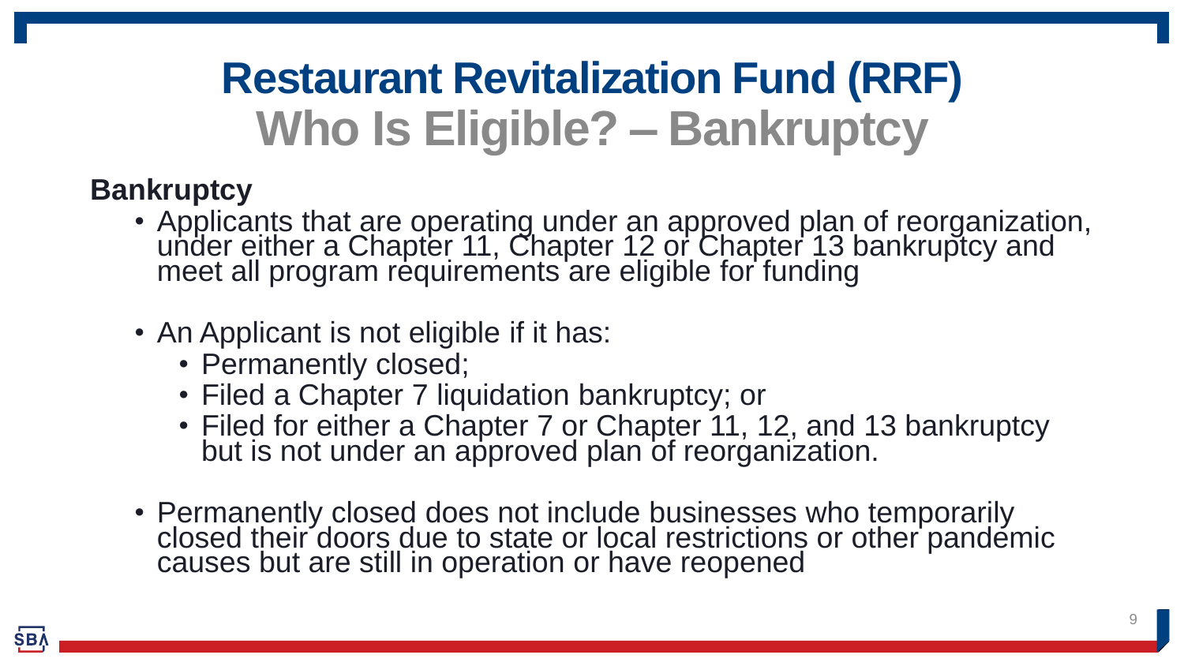# Restaurant Revitalization Fund (RRF)

## Who Is Eligible? – Bankruptcy

**Bankruptcy**

- Applicants that are operating under an approved plan of reorganization, under either a Chapter 11, Chapter 12 or Chapter 13 bankruptcy and meet all program requirements are eligible for funding

- An Applicant is not eligible if it has:
  - Permanently closed;
  - Filed a Chapter 7 liquidation bankruptcy; or
  - Filed for either a Chapter 7 or Chapter 11, 12, and 13 bankruptcy but is not under an approved plan of reorganization.

- Permanently closed does not include businesses who temporarily closed their doors due to state or local restrictions or other pandemic causes but are still in operation or have reopened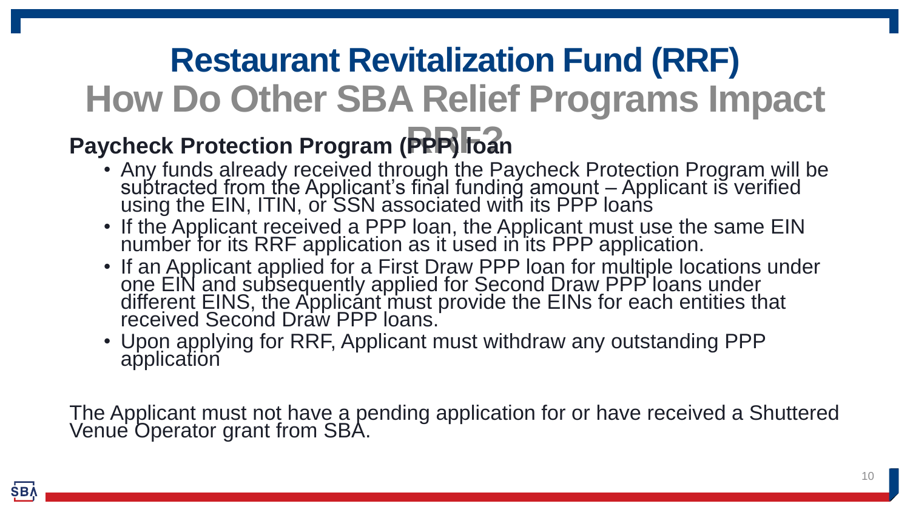# Restaurant Revitalization Fund (RRF)

## How Do Other SBA Relief Programs Impact RRF?

**Paycheck Protection Program (PPP) loan**

- Any funds already received through the Paycheck Protection Program will be subtracted from the Applicant's final funding amount – Applicant is verified using the EIN, ITIN, or SSN associated with its PPP loans
- If the Applicant received a PPP loan, the Applicant must use the same EIN number for its RRF application as it used in its PPP application.
- If an Applicant applied for a First Draw PPP loan for multiple locations under one EIN and subsequently applied for Second Draw PPP loans under different EINS, the Applicant must provide the EINs for each entities that received Second Draw PPP loans.
- Upon applying for RRF, Applicant must withdraw any outstanding PPP application

The Applicant must not have a pending application for or have received a Shuttered Venue Operator grant from SBA.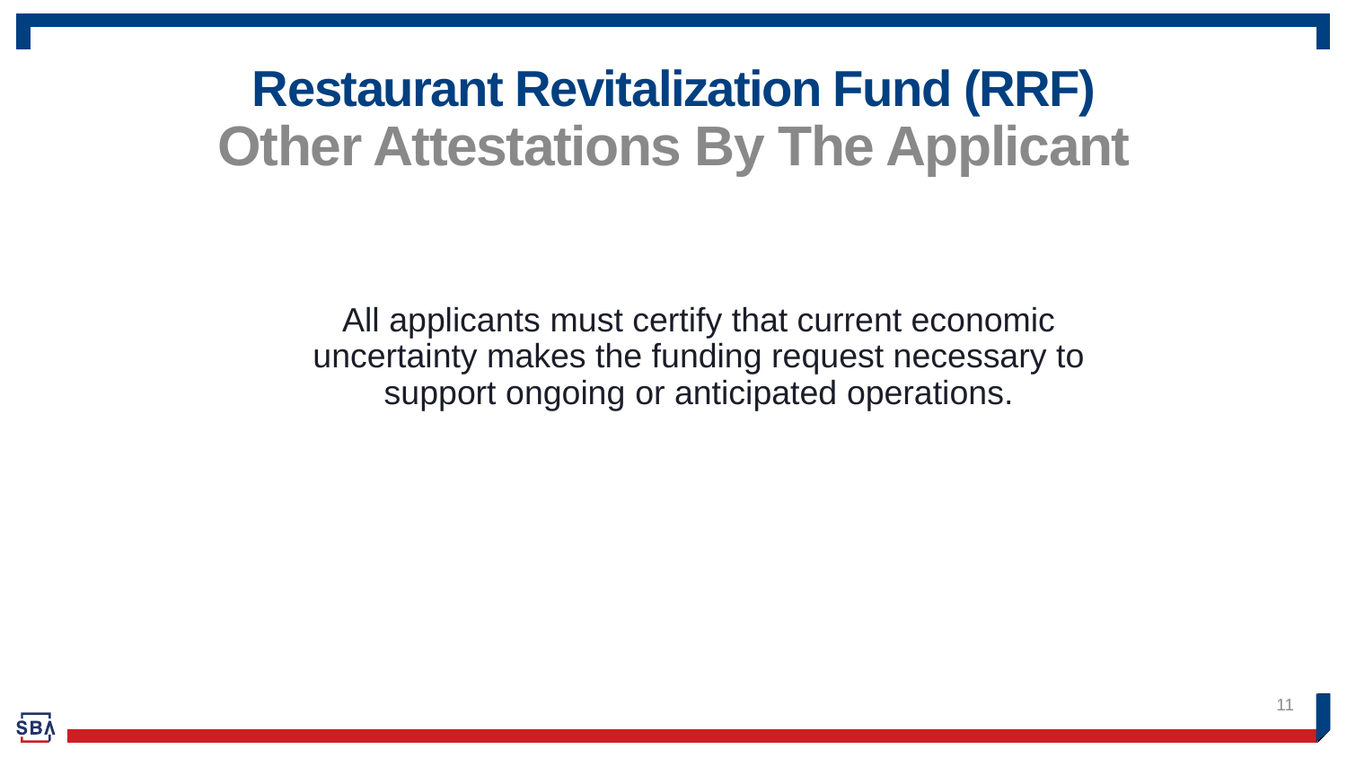# Restaurant Revitalization Fund (RRF)

## Other Attestations By The Applicant

All applicants must certify that current economic uncertainty makes the funding request necessary to support ongoing or anticipated operations.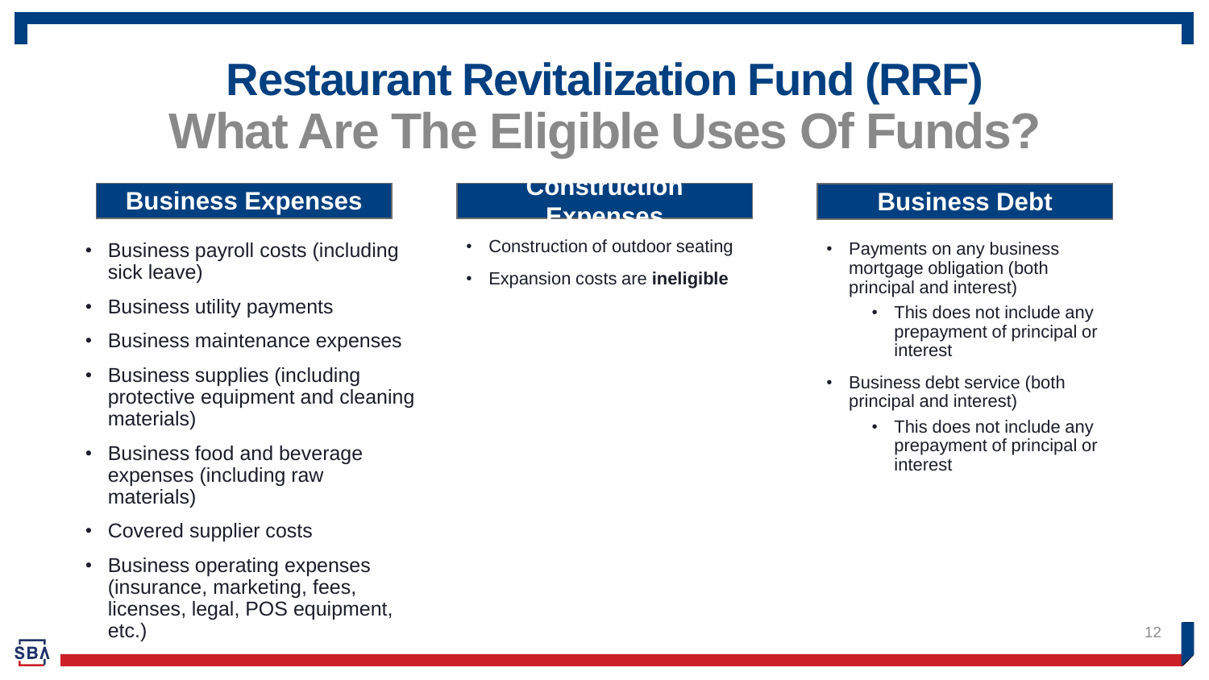# Restaurant Revitalization Fund (RRF)
## What Are The Eligible Uses Of Funds?

### Business Expenses

- Business payroll costs (including sick leave)
- Business utility payments
- Business maintenance expenses
- Business supplies (including protective equipment and cleaning materials)
- Business food and beverage expenses (including raw materials)
- Covered supplier costs
- Business operating expenses (insurance, marketing, fees, licenses, legal, POS equipment, etc.)

### Construction Expenses

- Construction of outdoor seating
- Expansion costs are **ineligible**

### Business Debt

- Payments on any business mortgage obligation (both principal and interest)
  - This does not include any prepayment of principal or interest
- Business debt service (both principal and interest)
  - This does not include any prepayment of principal or interest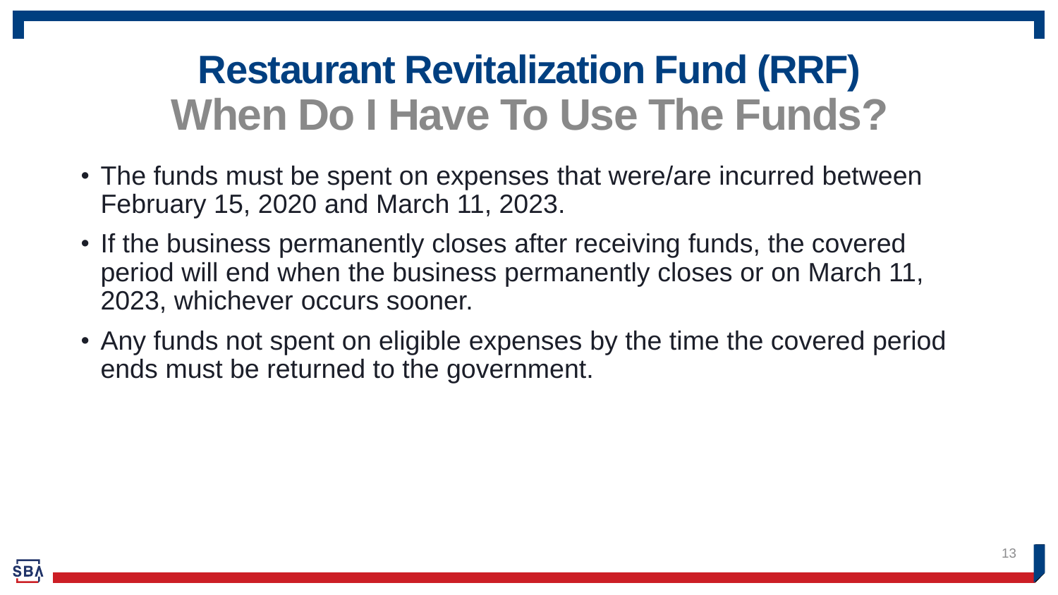# Restaurant Revitalization Fund (RRF)
## When Do I Have To Use The Funds?

- The funds must be spent on expenses that were/are incurred between February 15, 2020 and March 11, 2023.
- If the business permanently closes after receiving funds, the covered period will end when the business permanently closes or on March 11, 2023, whichever occurs sooner.
- Any funds not spent on eligible expenses by the time the covered period ends must be returned to the government.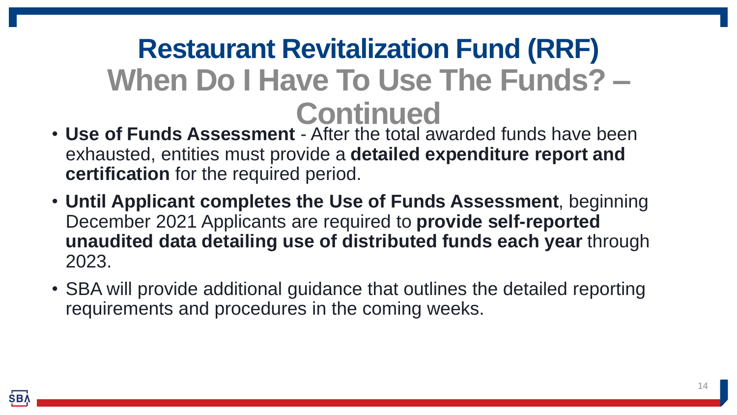# Restaurant Revitalization Fund (RRF)

## When Do I Have To Use The Funds? – Continued

- **Use of Funds Assessment** - After the total awarded funds have been exhausted, entities must provide a **detailed expenditure report and certification** for the required period.
- **Until Applicant completes the Use of Funds Assessment**, beginning December 2021 Applicants are required to **provide self-reported unaudited data detailing use of distributed funds each year** through 2023.
- SBA will provide additional guidance that outlines the detailed reporting requirements and procedures in the coming weeks.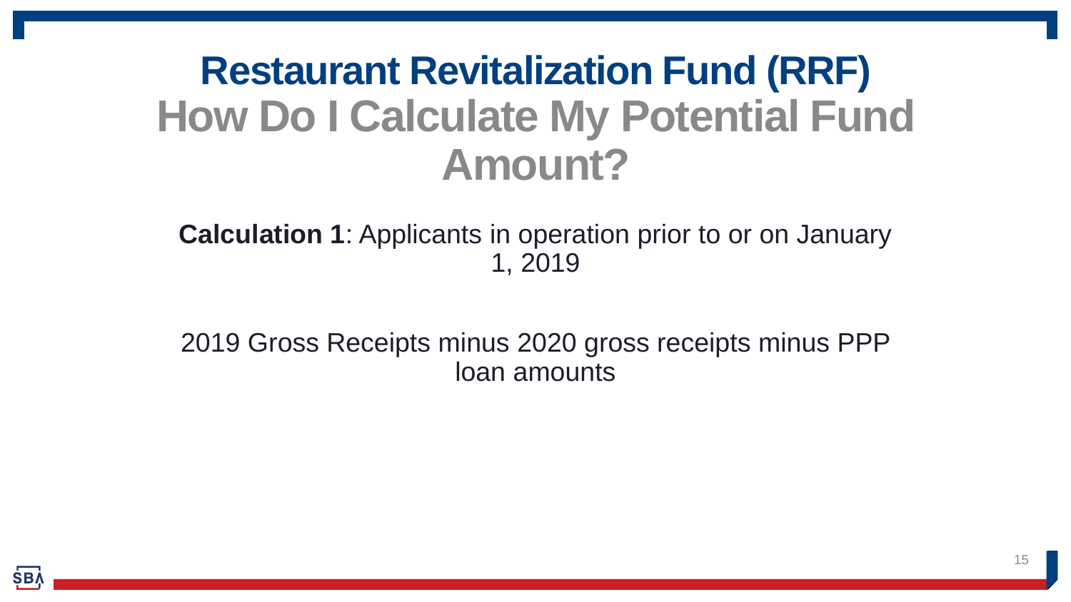# Restaurant Revitalization Fund (RRF)

## How Do I Calculate My Potential Fund Amount?

**Calculation 1**: Applicants in operation prior to or on January 1, 2019

2019 Gross Receipts minus 2020 gross receipts minus PPP loan amounts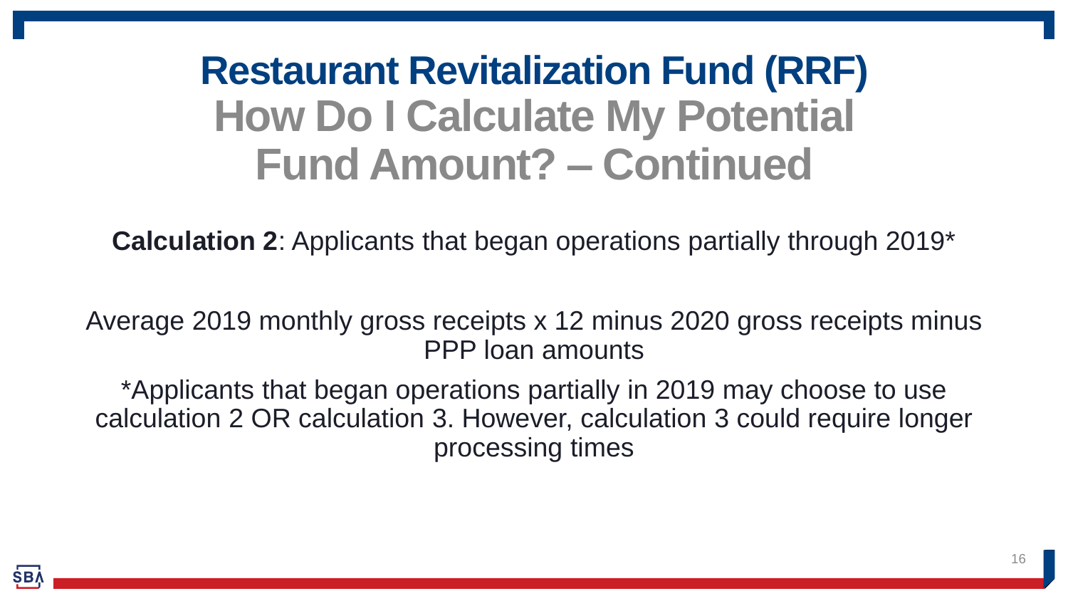# Restaurant Revitalization Fund (RRF)

## How Do I Calculate My Potential Fund Amount? – Continued

**Calculation 2**: Applicants that began operations partially through 2019*

Average 2019 monthly gross receipts x 12 minus 2020 gross receipts minus PPP loan amounts

*Applicants that began operations partially in 2019 may choose to use calculation 2 OR calculation 3. However, calculation 3 could require longer processing times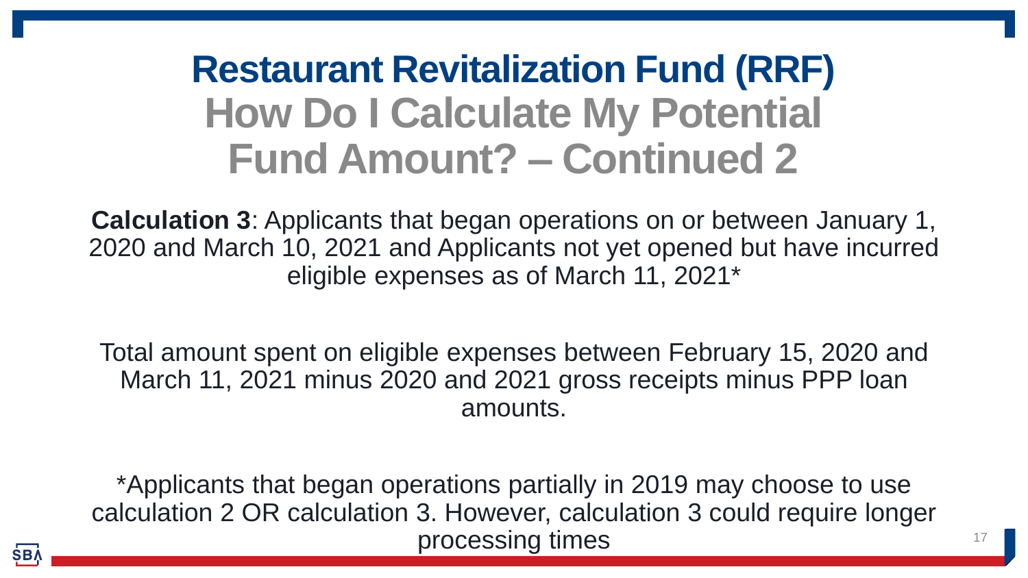# Restaurant Revitalization Fund (RRF)

## How Do I Calculate My Potential Fund Amount? – Continued 2

**Calculation 3**: Applicants that began operations on or between January 1, 2020 and March 10, 2021 and Applicants not yet opened but have incurred eligible expenses as of March 11, 2021*

Total amount spent on eligible expenses between February 15, 2020 and March 11, 2021 minus 2020 and 2021 gross receipts minus PPP loan amounts.

*Applicants that began operations partially in 2019 may choose to use calculation 2 OR calculation 3. However, calculation 3 could require longer processing times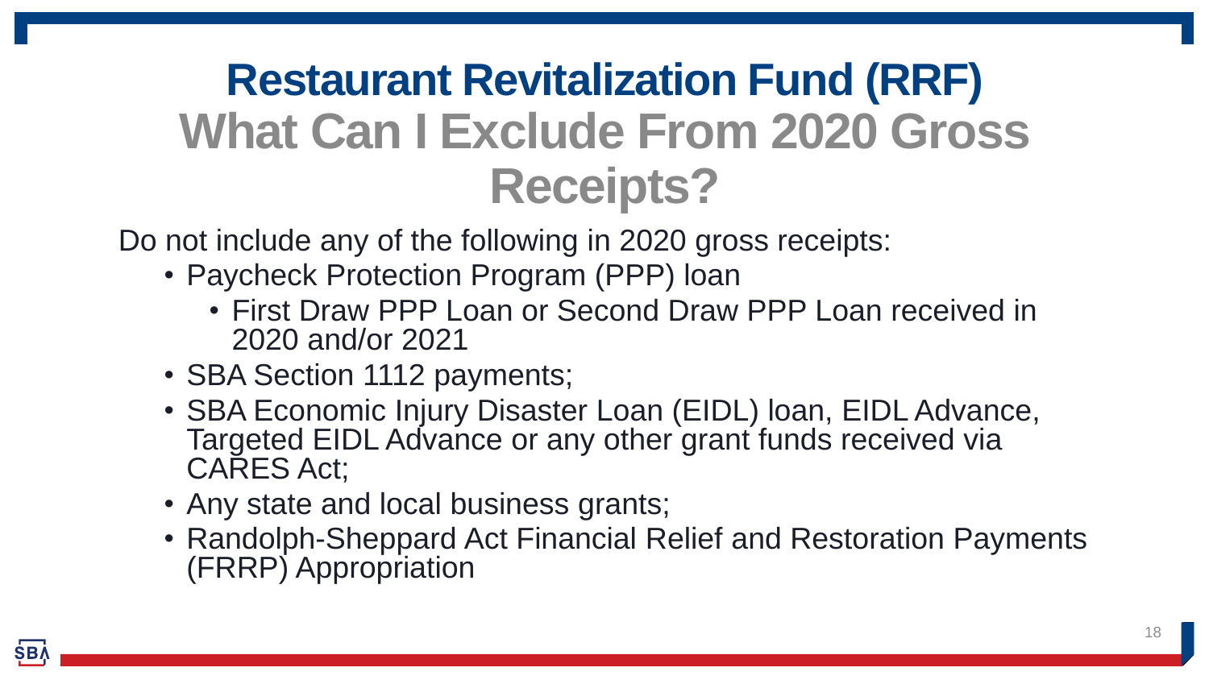# Restaurant Revitalization Fund (RRF)

## What Can I Exclude From 2020 Gross Receipts?

Do not include any of the following in 2020 gross receipts:

- Paycheck Protection Program (PPP) loan
  - First Draw PPP Loan or Second Draw PPP Loan received in 2020 and/or 2021
- SBA Section 1112 payments;
- SBA Economic Injury Disaster Loan (EIDL) loan, EIDL Advance, Targeted EIDL Advance or any other grant funds received via CARES Act;
- Any state and local business grants;
- Randolph-Sheppard Act Financial Relief and Restoration Payments (FRRP) Appropriation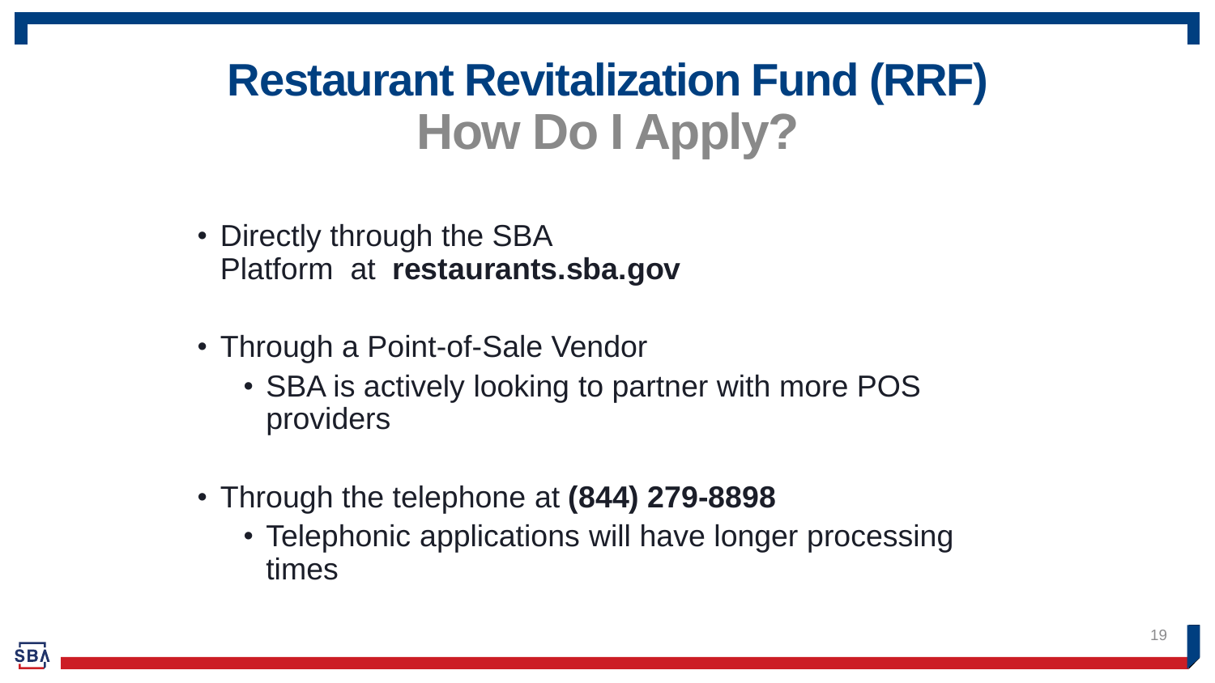# Restaurant Revitalization Fund (RRF)

## How Do I Apply?

- Directly through the SBA Platform at **restaurants.sba.gov**
- Through a Point-of-Sale Vendor
  - SBA is actively looking to partner with more POS providers
- Through the telephone at **(844) 279-8898**
  - Telephonic applications will have longer processing times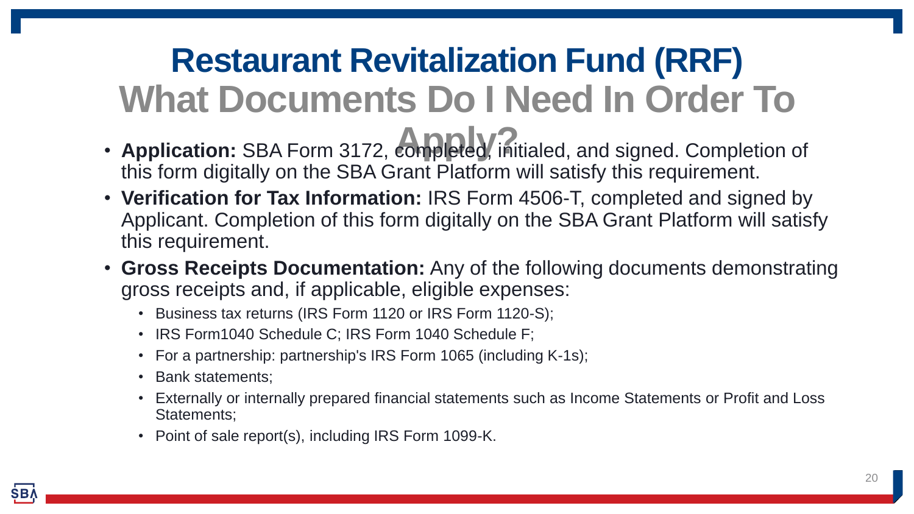# Restaurant Revitalization Fund (RRF)

## What Documents Do I Need In Order To Apply?

- **Application:** SBA Form 3172, completed, initialed, and signed. Completion of this form digitally on the SBA Grant Platform will satisfy this requirement.
- **Verification for Tax Information:** IRS Form 4506-T, completed and signed by Applicant. Completion of this form digitally on the SBA Grant Platform will satisfy this requirement.
- **Gross Receipts Documentation:** Any of the following documents demonstrating gross receipts and, if applicable, eligible expenses:
  - Business tax returns (IRS Form 1120 or IRS Form 1120-S);
  - IRS Form1040 Schedule C; IRS Form 1040 Schedule F;
  - For a partnership: partnership's IRS Form 1065 (including K-1s);
  - Bank statements;
  - Externally or internally prepared financial statements such as Income Statements or Profit and Loss Statements;
  - Point of sale report(s), including IRS Form 1099-K.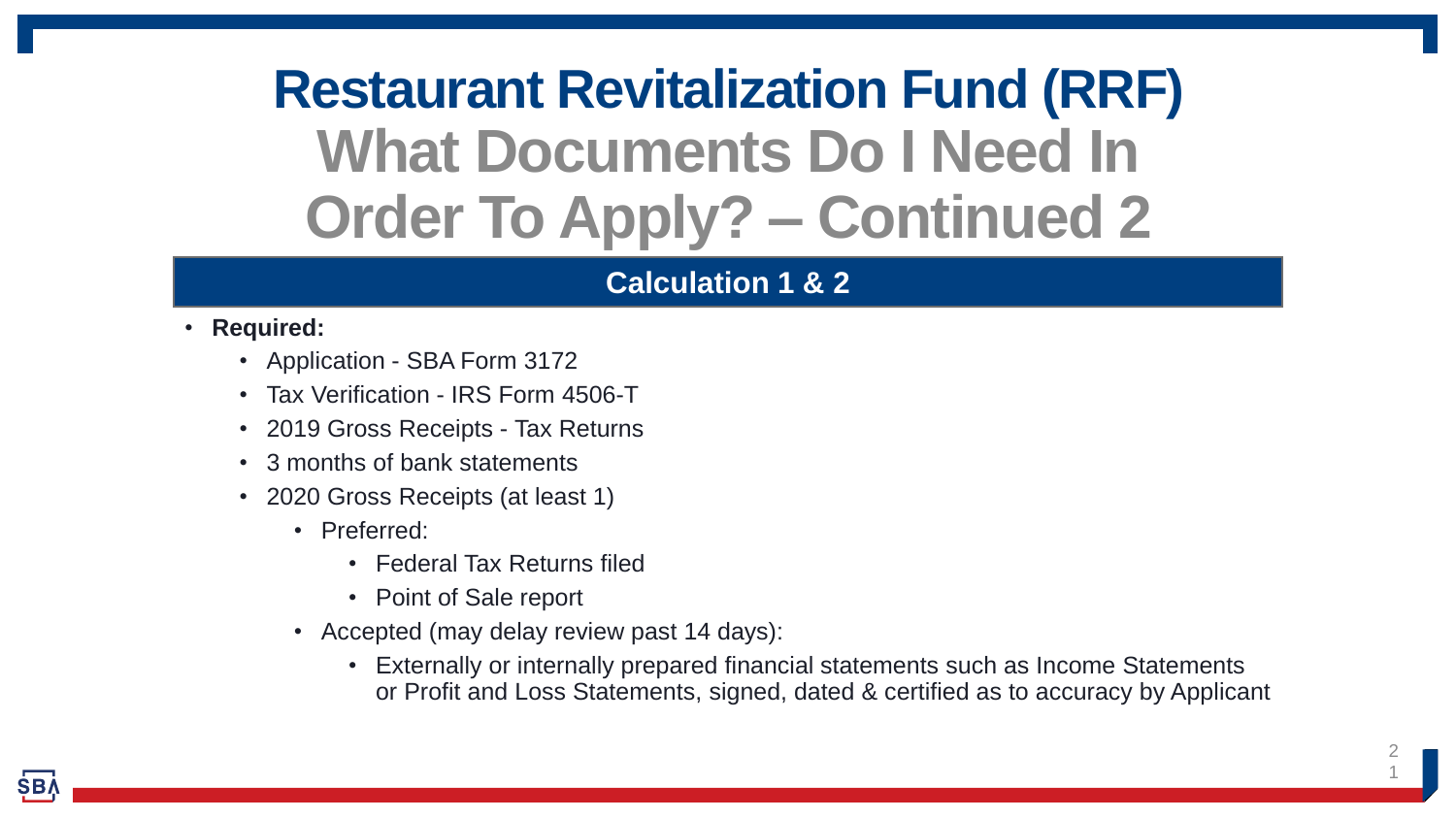# Restaurant Revitalization Fund (RRF)
## What Documents Do I Need In Order To Apply? – Continued 2

### Calculation 1 & 2

- **Required:**
  - Application - SBA Form 3172
  - Tax Verification - IRS Form 4506-T
  - 2019 Gross Receipts - Tax Returns
  - 3 months of bank statements
  - 2020 Gross Receipts (at least 1)
    - Preferred:
      - Federal Tax Returns filed
      - Point of Sale report
    - Accepted (may delay review past 14 days):
      - Externally or internally prepared financial statements such as Income Statements or Profit and Loss Statements, signed, dated & certified as to accuracy by Applicant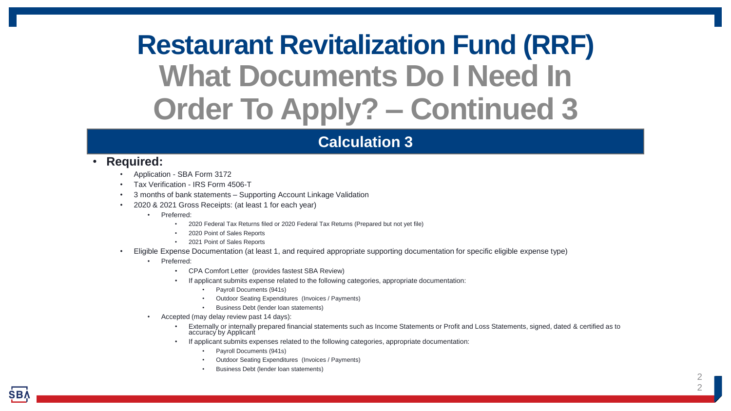# Restaurant Revitalization Fund (RRF)

## What Documents Do I Need In Order To Apply? – Continued 3

### Calculation 3

- **Required:**
  - Application - SBA Form 3172
  - Tax Verification - IRS Form 4506-T
  - 3 months of bank statements – Supporting Account Linkage Validation
  - 2020 & 2021 Gross Receipts: (at least 1 for each year)
    - Preferred:
      - 2020 Federal Tax Returns filed or 2020 Federal Tax Returns (Prepared but not yet file)
      - 2020 Point of Sales Reports
      - 2021 Point of Sales Reports
  - Eligible Expense Documentation (at least 1, and required appropriate supporting documentation for specific eligible expense type)
    - Preferred:
      - CPA Comfort Letter (provides fastest SBA Review)
      - If applicant submits expense related to the following categories, appropriate documentation:
        - Payroll Documents (941s)
        - Outdoor Seating Expenditures (Invoices / Payments)
        - Business Debt (lender loan statements)
    - Accepted (may delay review past 14 days):
      - Externally or internally prepared financial statements such as Income Statements or Profit and Loss Statements, signed, dated & certified as to accuracy by Applicant
      - If applicant submits expenses related to the following categories, appropriate documentation:
        - Payroll Documents (941s)
        - Outdoor Seating Expenditures (Invoices / Payments)
        - Business Debt (lender loan statements)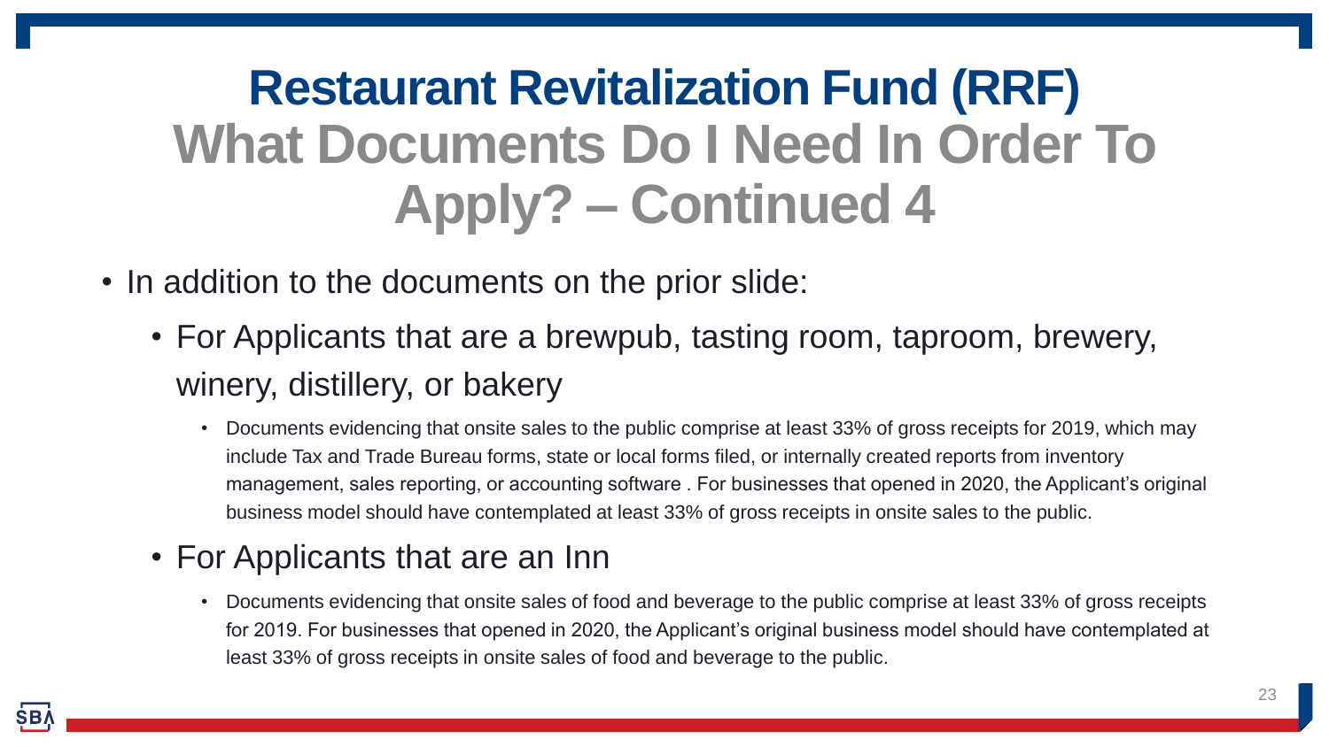# Restaurant Revitalization Fund (RRF)
## What Documents Do I Need In Order To Apply? – Continued 4

- In addition to the documents on the prior slide:
  - For Applicants that are a brewpub, tasting room, taproom, brewery, winery, distillery, or bakery
    - Documents evidencing that onsite sales to the public comprise at least 33% of gross receipts for 2019, which may include Tax and Trade Bureau forms, state or local forms filed, or internally created reports from inventory management, sales reporting, or accounting software . For businesses that opened in 2020, the Applicant's original business model should have contemplated at least 33% of gross receipts in onsite sales to the public.
  - For Applicants that are an Inn
    - Documents evidencing that onsite sales of food and beverage to the public comprise at least 33% of gross receipts for 2019. For businesses that opened in 2020, the Applicant's original business model should have contemplated at least 33% of gross receipts in onsite sales of food and beverage to the public.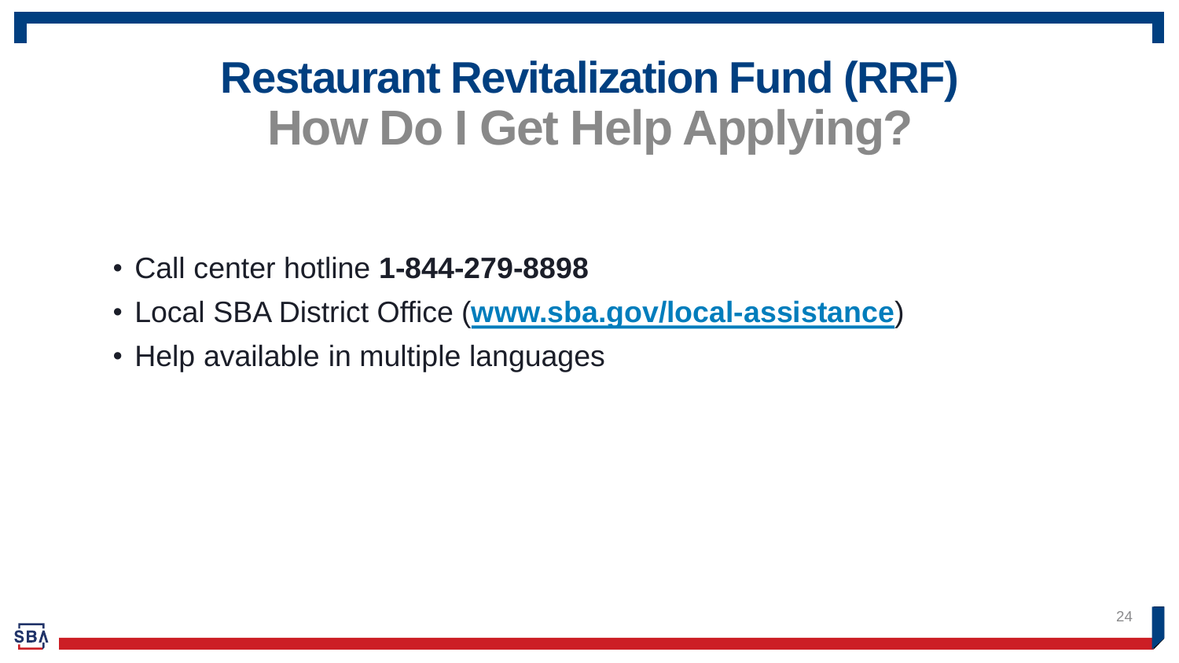# Restaurant Revitalization Fund (RRF)
## How Do I Get Help Applying?

- Call center hotline **1-844-279-8898**
- Local SBA District Office (**[www.sba.gov/local-assistance](http://www.sba.gov/local-assistance)**)
- Help available in multiple languages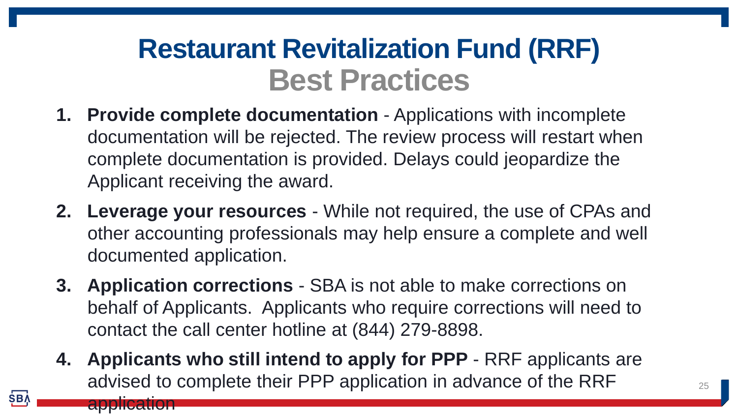# Restaurant Revitalization Fund (RRF)

## Best Practices

1. **Provide complete documentation** - Applications with incomplete documentation will be rejected. The review process will restart when complete documentation is provided. Delays could jeopardize the Applicant receiving the award.
2. **Leverage your resources** - While not required, the use of CPAs and other accounting professionals may help ensure a complete and well documented application.
3. **Application corrections** - SBA is not able to make corrections on behalf of Applicants. Applicants who require corrections will need to contact the call center hotline at (844) 279-8898.
4. **Applicants who still intend to apply for PPP** - RRF applicants are advised to complete their PPP application in advance of the RRF application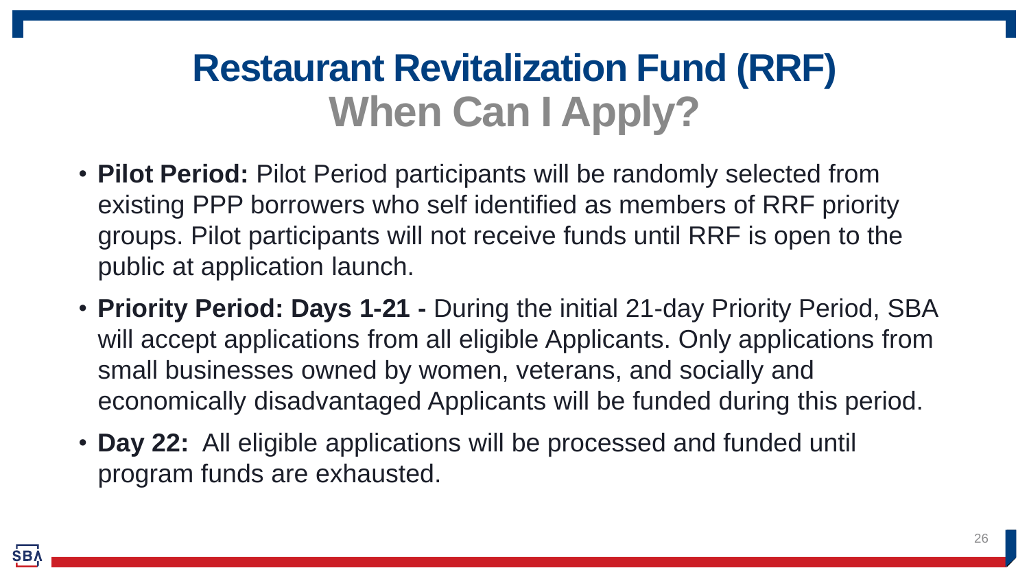# Restaurant Revitalization Fund (RRF)
## When Can I Apply?

- **Pilot Period:** Pilot Period participants will be randomly selected from existing PPP borrowers who self identified as members of RRF priority groups. Pilot participants will not receive funds until RRF is open to the public at application launch.
- **Priority Period: Days 1-21 -** During the initial 21-day Priority Period, SBA will accept applications from all eligible Applicants. Only applications from small businesses owned by women, veterans, and socially and economically disadvantaged Applicants will be funded during this period.
- **Day 22:** All eligible applications will be processed and funded until program funds are exhausted.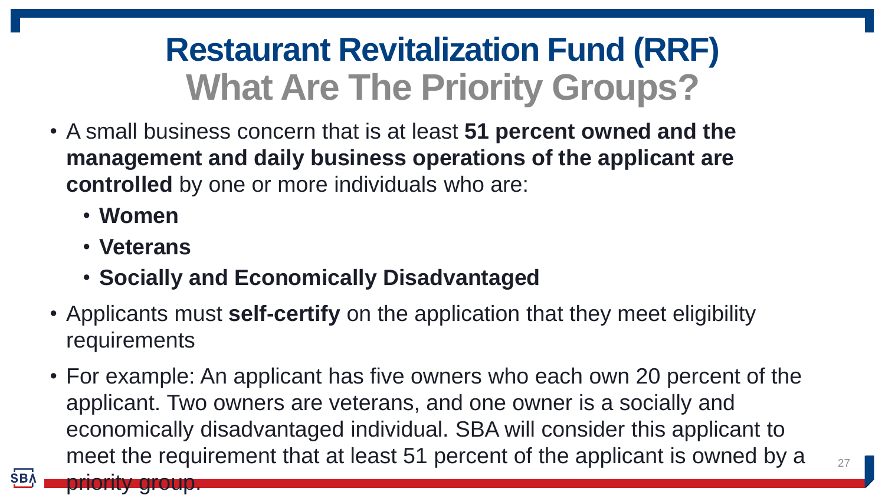# Restaurant Revitalization Fund (RRF)
## What Are The Priority Groups?

- A small business concern that is at least **51 percent owned and the management and daily business operations of the applicant are controlled** by one or more individuals who are:
  - **Women**
  - **Veterans**
  - **Socially and Economically Disadvantaged**
- Applicants must **self-certify** on the application that they meet eligibility requirements
- For example: An applicant has five owners who each own 20 percent of the applicant. Two owners are veterans, and one owner is a socially and economically disadvantaged individual. SBA will consider this applicant to meet the requirement that at least 51 percent of the applicant is owned by a priority group.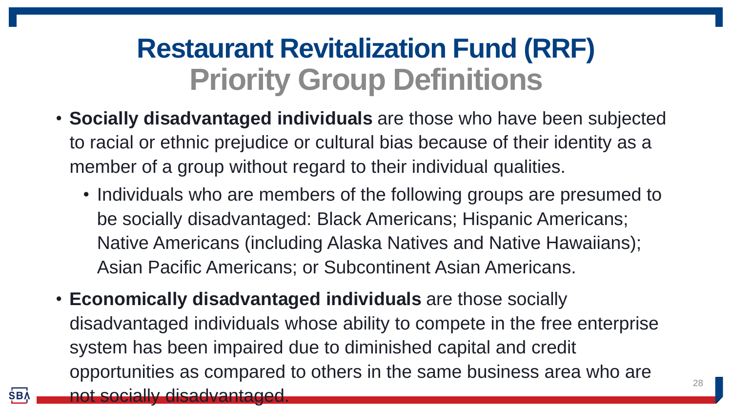# Restaurant Revitalization Fund (RRF)
## Priority Group Definitions

- **Socially disadvantaged individuals** are those who have been subjected to racial or ethnic prejudice or cultural bias because of their identity as a member of a group without regard to their individual qualities.
  - Individuals who are members of the following groups are presumed to be socially disadvantaged: Black Americans; Hispanic Americans; Native Americans (including Alaska Natives and Native Hawaiians); Asian Pacific Americans; or Subcontinent Asian Americans.
- **Economically disadvantaged individuals** are those socially disadvantaged individuals whose ability to compete in the free enterprise system has been impaired due to diminished capital and credit opportunities as compared to others in the same business area who are not socially disadvantaged.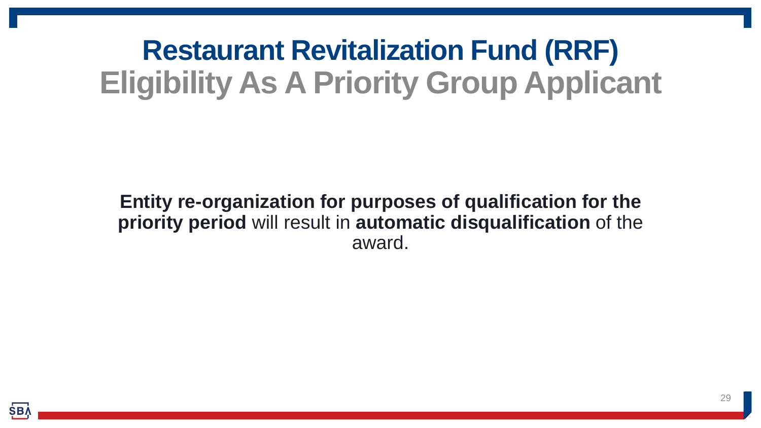# Restaurant Revitalization Fund (RRF)
## Eligibility As A Priority Group Applicant

**Entity re-organization for purposes of qualification for the priority period** will result in **automatic disqualification** of the award.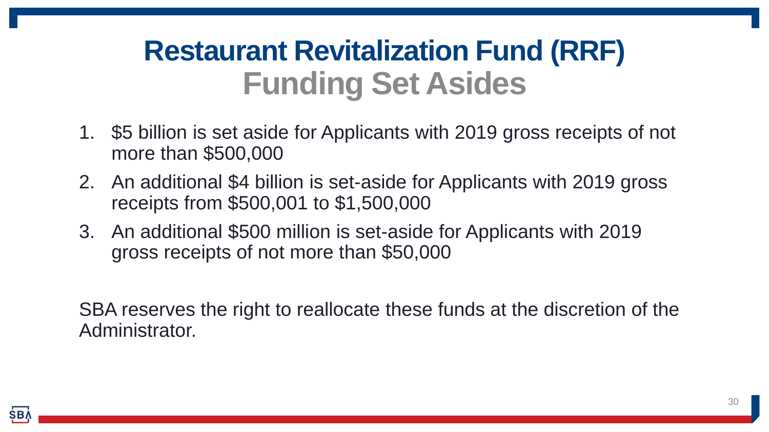# Restaurant Revitalization Fund (RRF)
## Funding Set Asides

1. $5 billion is set aside for Applicants with 2019 gross receipts of not more than $500,000
2. An additional $4 billion is set-aside for Applicants with 2019 gross receipts from $500,001 to $1,500,000
3. An additional $500 million is set-aside for Applicants with 2019 gross receipts of not more than $50,000

SBA reserves the right to reallocate these funds at the discretion of the Administrator.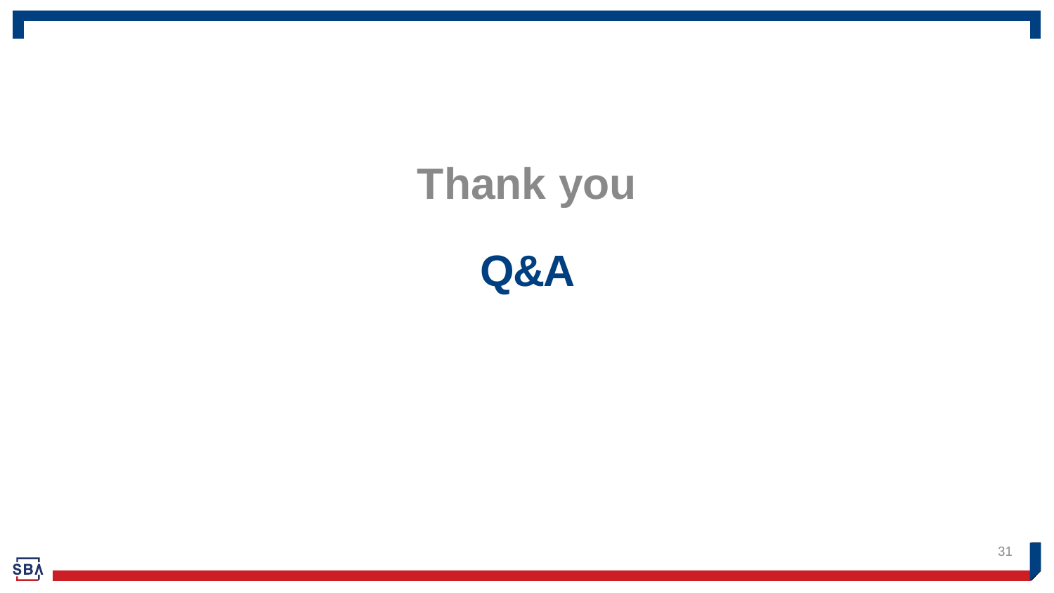# Thank you

## Q&A